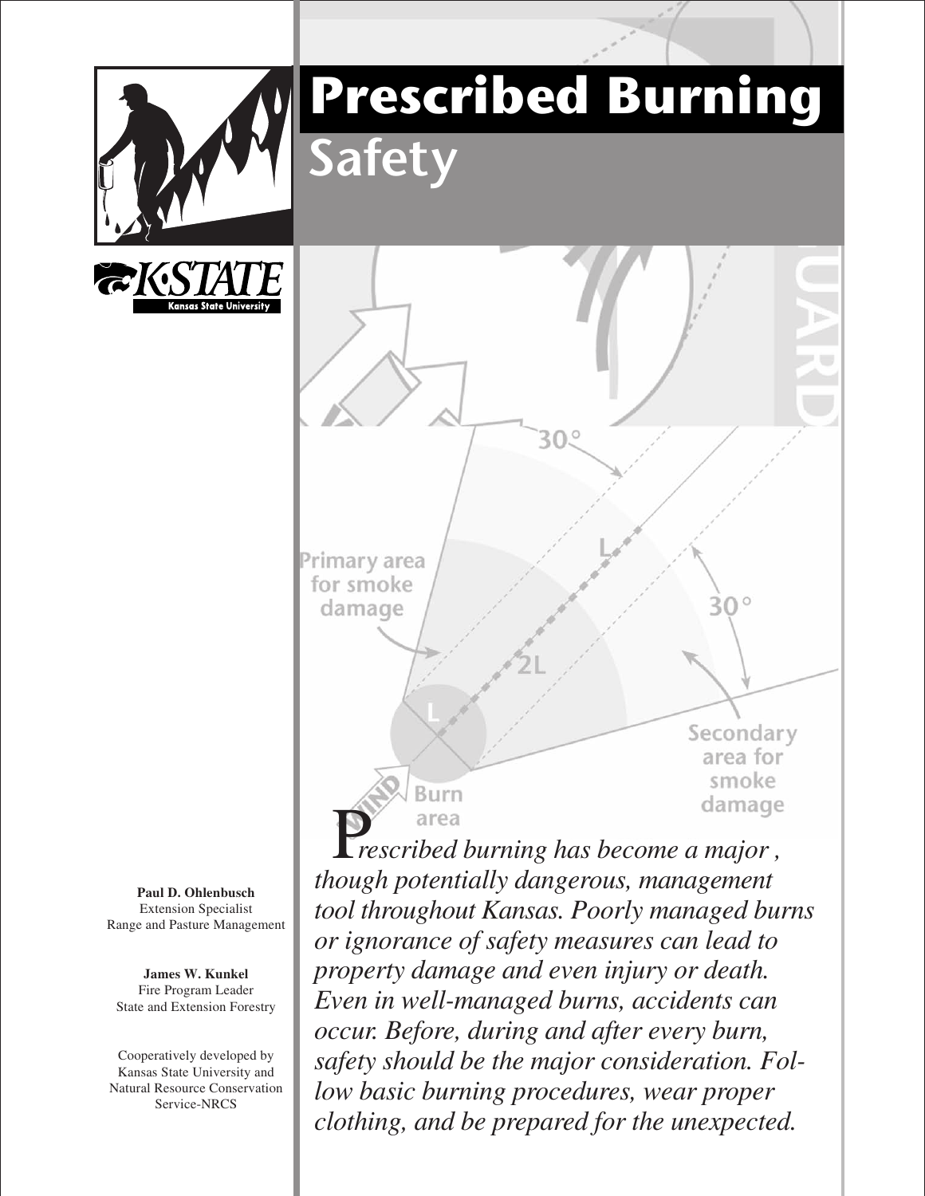# Prescribed Burning Safety

**Paul D. Ohlenbusch**
Extension Specialist
Range and Pasture Management

**James W. Kunkel**
Fire Program Leader
State and Extension Forestry

Cooperatively developed by
Kansas State University and
Natural Resource Conservation
Service-NRCS

*Prescribed burning has become a major , though potentially dangerous, management tool throughout Kansas. Poorly managed burns or ignorance of safety measures can lead to property damage and even injury or death. Even in well-managed burns, accidents can occur. Before, during and after every burn, safety should be the major consideration. Follow basic burning procedures, wear proper clothing, and be prepared for the unexpected.*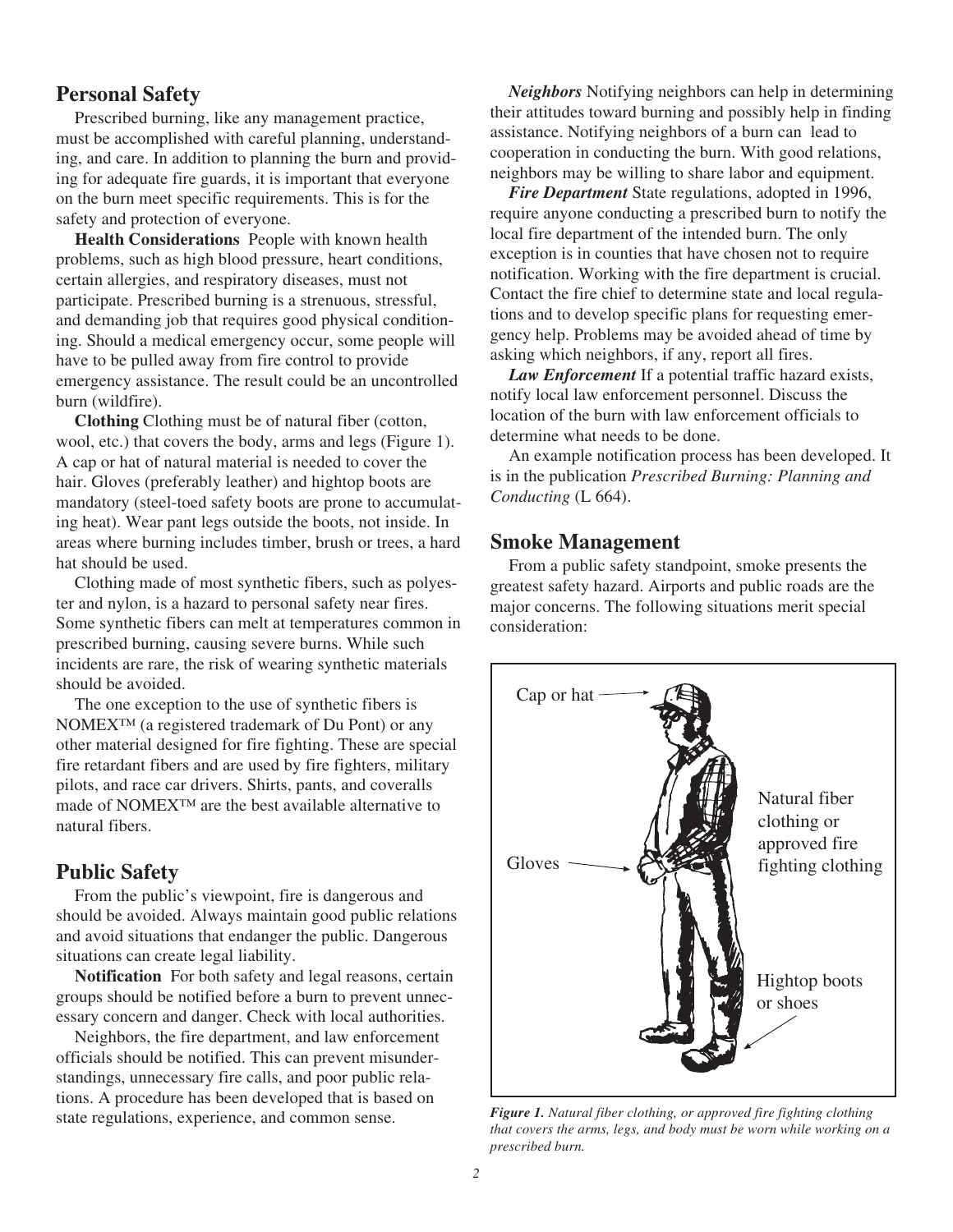## Personal Safety

Prescribed burning, like any management practice, must be accomplished with careful planning, understanding, and care. In addition to planning the burn and providing for adequate fire guards, it is important that everyone on the burn meet specific requirements. This is for the safety and protection of everyone.

**Health Considerations** People with known health problems, such as high blood pressure, heart conditions, certain allergies, and respiratory diseases, must not participate. Prescribed burning is a strenuous, stressful, and demanding job that requires good physical conditioning. Should a medical emergency occur, some people will have to be pulled away from fire control to provide emergency assistance. The result could be an uncontrolled burn (wildfire).

**Clothing** Clothing must be of natural fiber (cotton, wool, etc.) that covers the body, arms and legs (Figure 1). A cap or hat of natural material is needed to cover the hair. Gloves (preferably leather) and hightop boots are mandatory (steel-toed safety boots are prone to accumulating heat). Wear pant legs outside the boots, not inside. In areas where burning includes timber, brush or trees, a hard hat should be used.

Clothing made of most synthetic fibers, such as polyester and nylon, is a hazard to personal safety near fires. Some synthetic fibers can melt at temperatures common in prescribed burning, causing severe burns. While such incidents are rare, the risk of wearing synthetic materials should be avoided.

The one exception to the use of synthetic fibers is NOMEX™ (a registered trademark of Du Pont) or any other material designed for fire fighting. These are special fire retardant fibers and are used by fire fighters, military pilots, and race car drivers. Shirts, pants, and coveralls made of NOMEX™ are the best available alternative to natural fibers.

## Public Safety

From the public's viewpoint, fire is dangerous and should be avoided. Always maintain good public relations and avoid situations that endanger the public. Dangerous situations can create legal liability.

**Notification** For both safety and legal reasons, certain groups should be notified before a burn to prevent unnecessary concern and danger. Check with local authorities.

Neighbors, the fire department, and law enforcement officials should be notified. This can prevent misunderstandings, unnecessary fire calls, and poor public relations. A procedure has been developed that is based on state regulations, experience, and common sense.

***Neighbors*** Notifying neighbors can help in determining their attitudes toward burning and possibly help in finding assistance. Notifying neighbors of a burn can lead to cooperation in conducting the burn. With good relations, neighbors may be willing to share labor and equipment.

***Fire Department*** State regulations, adopted in 1996, require anyone conducting a prescribed burn to notify the local fire department of the intended burn. The only exception is in counties that have chosen not to require notification. Working with the fire department is crucial. Contact the fire chief to determine state and local regulations and to develop specific plans for requesting emergency help. Problems may be avoided ahead of time by asking which neighbors, if any, report all fires.

***Law Enforcement*** If a potential traffic hazard exists, notify local law enforcement personnel. Discuss the location of the burn with law enforcement officials to determine what needs to be done.

An example notification process has been developed. It is in the publication *Prescribed Burning: Planning and Conducting* (L 664).

## Smoke Management

From a public safety standpoint, smoke presents the greatest safety hazard. Airports and public roads are the major concerns. The following situations merit special consideration:

Cap or hat

Gloves

Natural fiber clothing or approved fire fighting clothing

Hightop boots or shoes

***Figure 1.*** *Natural fiber clothing, or approved fire fighting clothing that covers the arms, legs, and body must be worn while working on a prescribed burn.*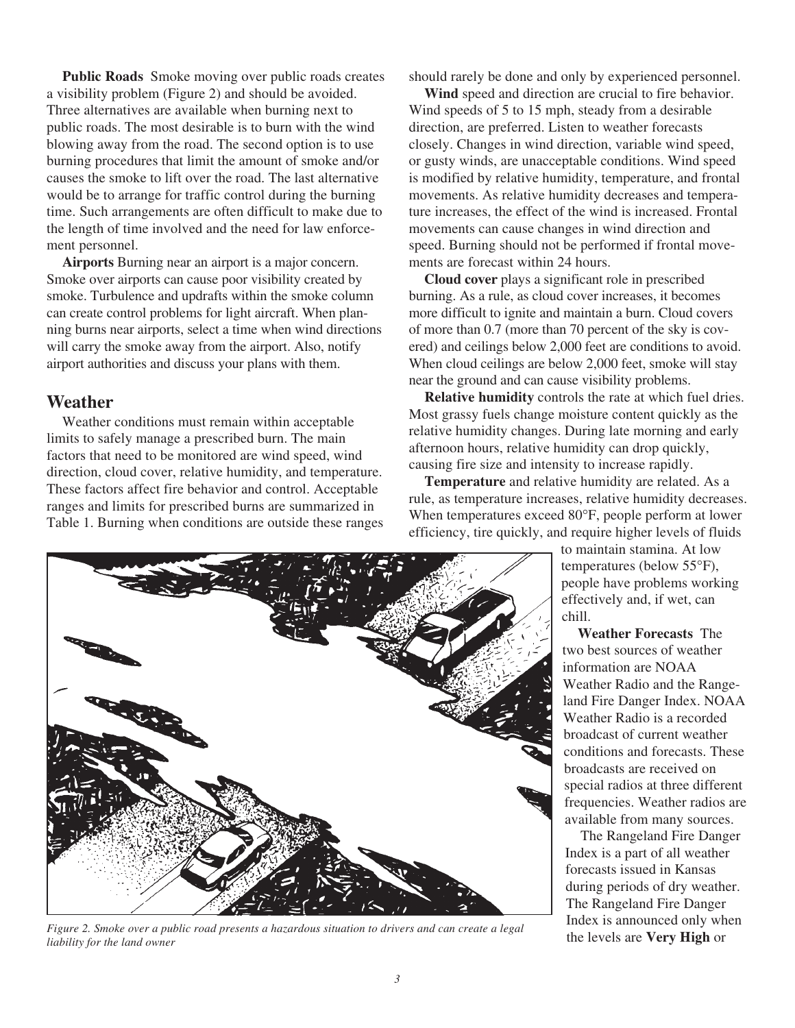**Public Roads** Smoke moving over public roads creates a visibility problem (Figure 2) and should be avoided. Three alternatives are available when burning next to public roads. The most desirable is to burn with the wind blowing away from the road. The second option is to use burning procedures that limit the amount of smoke and/or causes the smoke to lift over the road. The last alternative would be to arrange for traffic control during the burning time. Such arrangements are often difficult to make due to the length of time involved and the need for law enforcement personnel.

**Airports** Burning near an airport is a major concern. Smoke over airports can cause poor visibility created by smoke. Turbulence and updrafts within the smoke column can create control problems for light aircraft. When planning burns near airports, select a time when wind directions will carry the smoke away from the airport. Also, notify airport authorities and discuss your plans with them.

## Weather

Weather conditions must remain within acceptable limits to safely manage a prescribed burn. The main factors that need to be monitored are wind speed, wind direction, cloud cover, relative humidity, and temperature. These factors affect fire behavior and control. Acceptable ranges and limits for prescribed burns are summarized in Table 1. Burning when conditions are outside these ranges should rarely be done and only by experienced personnel.

**Wind** speed and direction are crucial to fire behavior. Wind speeds of 5 to 15 mph, steady from a desirable direction, are preferred. Listen to weather forecasts closely. Changes in wind direction, variable wind speed, or gusty winds, are unacceptable conditions. Wind speed is modified by relative humidity, temperature, and frontal movements. As relative humidity decreases and temperature increases, the effect of the wind is increased. Frontal movements can cause changes in wind direction and speed. Burning should not be performed if frontal movements are forecast within 24 hours.

**Cloud cover** plays a significant role in prescribed burning. As a rule, as cloud cover increases, it becomes more difficult to ignite and maintain a burn. Cloud covers of more than 0.7 (more than 70 percent of the sky is covered) and ceilings below 2,000 feet are conditions to avoid. When cloud ceilings are below 2,000 feet, smoke will stay near the ground and can cause visibility problems.

**Relative humidity** controls the rate at which fuel dries. Most grassy fuels change moisture content quickly as the relative humidity changes. During late morning and early afternoon hours, relative humidity can drop quickly, causing fire size and intensity to increase rapidly.

**Temperature** and relative humidity are related. As a rule, as temperature increases, relative humidity decreases. When temperatures exceed 80°F, people perform at lower efficiency, tire quickly, and require higher levels of fluids to maintain stamina. At low temperatures (below 55°F), people have problems working effectively and, if wet, can chill.

**Weather Forecasts** The two best sources of weather information are NOAA Weather Radio and the Rangeland Fire Danger Index. NOAA Weather Radio is a recorded broadcast of current weather conditions and forecasts. These broadcasts are received on special radios at three different frequencies. Weather radios are available from many sources.

The Rangeland Fire Danger Index is a part of all weather forecasts issued in Kansas during periods of dry weather. The Rangeland Fire Danger Index is announced only when the levels are **Very High** or

*Figure 2. Smoke over a public road presents a hazardous situation to drivers and can create a legal liability for the land owner*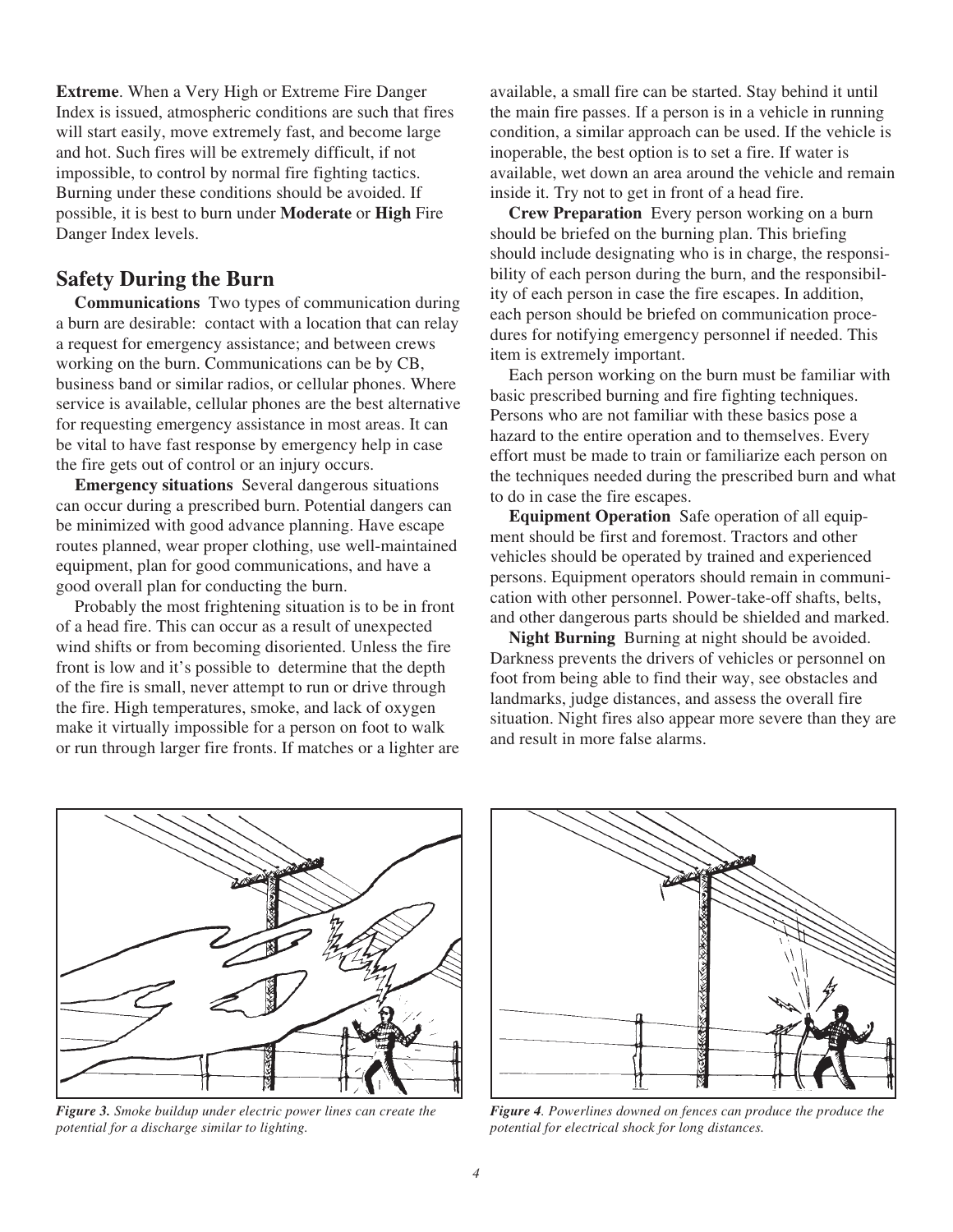**Extreme**. When a Very High or Extreme Fire Danger Index is issued, atmospheric conditions are such that fires will start easily, move extremely fast, and become large and hot. Such fires will be extremely difficult, if not impossible, to control by normal fire fighting tactics. Burning under these conditions should be avoided. If possible, it is best to burn under **Moderate** or **High** Fire Danger Index levels.

## Safety During the Burn

**Communications** Two types of communication during a burn are desirable: contact with a location that can relay a request for emergency assistance; and between crews working on the burn. Communications can be by CB, business band or similar radios, or cellular phones. Where service is available, cellular phones are the best alternative for requesting emergency assistance in most areas. It can be vital to have fast response by emergency help in case the fire gets out of control or an injury occurs.

**Emergency situations** Several dangerous situations can occur during a prescribed burn. Potential dangers can be minimized with good advance planning. Have escape routes planned, wear proper clothing, use well-maintained equipment, plan for good communications, and have a good overall plan for conducting the burn.

Probably the most frightening situation is to be in front of a head fire. This can occur as a result of unexpected wind shifts or from becoming disoriented. Unless the fire front is low and it's possible to determine that the depth of the fire is small, never attempt to run or drive through the fire. High temperatures, smoke, and lack of oxygen make it virtually impossible for a person on foot to walk or run through larger fire fronts. If matches or a lighter are available, a small fire can be started. Stay behind it until the main fire passes. If a person is in a vehicle in running condition, a similar approach can be used. If the vehicle is inoperable, the best option is to set a fire. If water is available, wet down an area around the vehicle and remain inside it. Try not to get in front of a head fire.

**Crew Preparation** Every person working on a burn should be briefed on the burning plan. This briefing should include designating who is in charge, the responsibility of each person during the burn, and the responsibility of each person in case the fire escapes. In addition, each person should be briefed on communication procedures for notifying emergency personnel if needed. This item is extremely important.

Each person working on the burn must be familiar with basic prescribed burning and fire fighting techniques. Persons who are not familiar with these basics pose a hazard to the entire operation and to themselves. Every effort must be made to train or familiarize each person on the techniques needed during the prescribed burn and what to do in case the fire escapes.

**Equipment Operation** Safe operation of all equipment should be first and foremost. Tractors and other vehicles should be operated by trained and experienced persons. Equipment operators should remain in communication with other personnel. Power-take-off shafts, belts, and other dangerous parts should be shielded and marked.

**Night Burning** Burning at night should be avoided. Darkness prevents the drivers of vehicles or personnel on foot from being able to find their way, see obstacles and landmarks, judge distances, and assess the overall fire situation. Night fires also appear more severe than they are and result in more false alarms.

***Figure 3.*** *Smoke buildup under electric power lines can create the potential for a discharge similar to lighting.*

***Figure 4****. Powerlines downed on fences can produce the produce the potential for electrical shock for long distances.*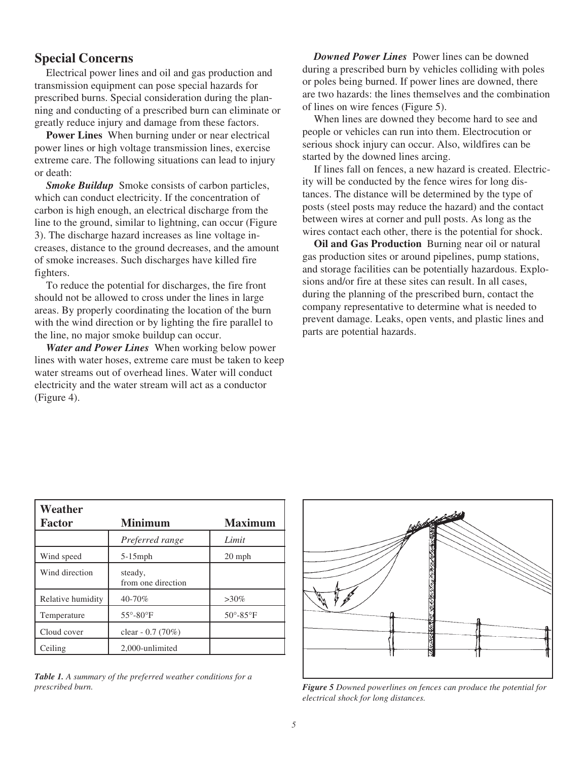## Special Concerns

Electrical power lines and oil and gas production and transmission equipment can pose special hazards for prescribed burns. Special consideration during the planning and conducting of a prescribed burn can eliminate or greatly reduce injury and damage from these factors.

**Power Lines** When burning under or near electrical power lines or high voltage transmission lines, exercise extreme care. The following situations can lead to injury or death:

***Smoke Buildup*** Smoke consists of carbon particles, which can conduct electricity. If the concentration of carbon is high enough, an electrical discharge from the line to the ground, similar to lightning, can occur (Figure 3). The discharge hazard increases as line voltage increases, distance to the ground decreases, and the amount of smoke increases. Such discharges have killed fire fighters.

To reduce the potential for discharges, the fire front should not be allowed to cross under the lines in large areas. By properly coordinating the location of the burn with the wind direction or by lighting the fire parallel to the line, no major smoke buildup can occur.

***Water and Power Lines*** When working below power lines with water hoses, extreme care must be taken to keep water streams out of overhead lines. Water will conduct electricity and the water stream will act as a conductor (Figure 4).

***Downed Power Lines*** Power lines can be downed during a prescribed burn by vehicles colliding with poles or poles being burned. If power lines are downed, there are two hazards: the lines themselves and the combination of lines on wire fences (Figure 5).

When lines are downed they become hard to see and people or vehicles can run into them. Electrocution or serious shock injury can occur. Also, wildfires can be started by the downed lines arcing.

If lines fall on fences, a new hazard is created. Electricity will be conducted by the fence wires for long distances. The distance will be determined by the type of posts (steel posts may reduce the hazard) and the contact between wires at corner and pull posts. As long as the wires contact each other, there is the potential for shock.

**Oil and Gas Production** Burning near oil or natural gas production sites or around pipelines, pump stations, and storage facilities can be potentially hazardous. Explosions and/or fire at these sites can result. In all cases, during the planning of the prescribed burn, contact the company representative to determine what is needed to prevent damage. Leaks, open vents, and plastic lines and parts are potential hazards.

| Weather Factor | Minimum | Maximum |
|---|---|---|
| | *Preferred range* | *Limit* |
| Wind speed | 5-15mph | 20 mph |
| Wind direction | steady, from one direction | |
| Relative humidity | 40-70% | >30% |
| Temperature | 55°-80°F | 50°-85°F |
| Cloud cover | clear - 0.7 (70%) | |
| Ceiling | 2,000-unlimited | |

***Table 1.*** *A summary of the preferred weather conditions for a prescribed burn.*

***Figure 5*** *Downed powerlines on fences can produce the potential for electrical shock for long distances.*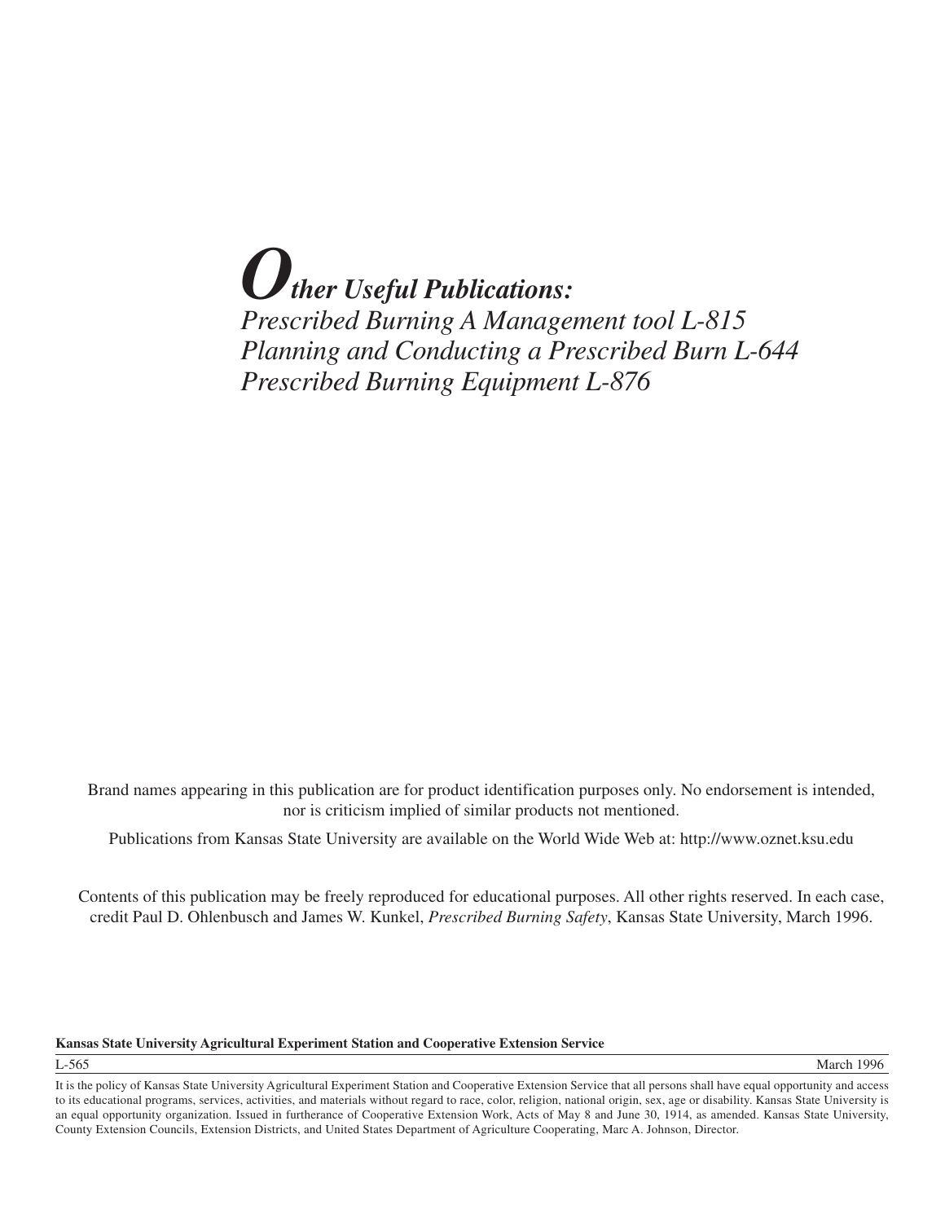## ***Other Useful Publications:***

*Prescribed Burning A Management tool L-815*
*Planning and Conducting a Prescribed Burn L-644*
*Prescribed Burning Equipment L-876*

Brand names appearing in this publication are for product identification purposes only. No endorsement is intended, nor is criticism implied of similar products not mentioned.

Publications from Kansas State University are available on the World Wide Web at: http://www.oznet.ksu.edu

Contents of this publication may be freely reproduced for educational purposes. All other rights reserved. In each case, credit Paul D. Ohlenbusch and James W. Kunkel, *Prescribed Burning Safety*, Kansas State University, March 1996.

**Kansas State University Agricultural Experiment Station and Cooperative Extension Service**

L-565 March 1996

It is the policy of Kansas State University Agricultural Experiment Station and Cooperative Extension Service that all persons shall have equal opportunity and access to its educational programs, services, activities, and materials without regard to race, color, religion, national origin, sex, age or disability. Kansas State University is an equal opportunity organization. Issued in furtherance of Cooperative Extension Work, Acts of May 8 and June 30, 1914, as amended. Kansas State University, County Extension Councils, Extension Districts, and United States Department of Agriculture Cooperating, Marc A. Johnson, Director.